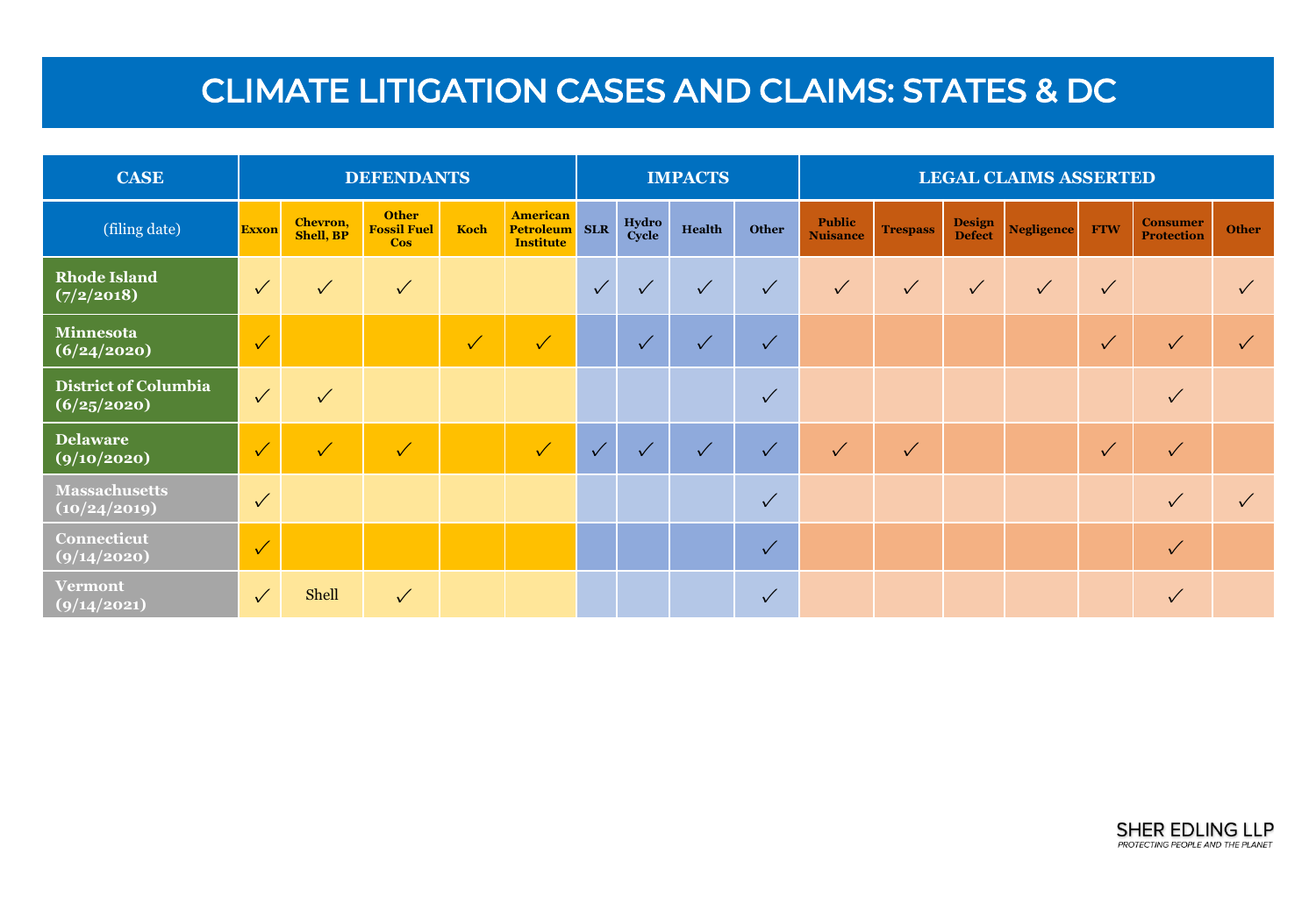# CLIMATE LITIGATION CASES AND CLAIMS: STATES & DC

| CASE | DEFENDANTS | | | | | IMPACTS | | | | LEGAL CLAIMS ASSERTED | | | | | | |
|---|---|---|---|---|---|---|---|---|---|---|---|---|---|---|---|---|
| (filing date) | Exxon | Chevron, Shell, BP | Other Fossil Fuel Cos | Koch | American Petroleum Institute | SLR | Hydro Cycle | Health | Other | Public Nuisance | Trespass | Design Defect | Negligence | FTW | Consumer Protection | Other |
| **Rhode Island (7/2/2018)** | ✓ | ✓ | ✓ | | | ✓ | ✓ | ✓ | ✓ | ✓ | ✓ | ✓ | ✓ | ✓ | | ✓ |
| **Minnesota (6/24/2020)** | ✓ | | | ✓ | ✓ | | ✓ | ✓ | ✓ | | | | | ✓ | ✓ | ✓ |
| **District of Columbia (6/25/2020)** | ✓ | ✓ | | | | | | | ✓ | | | | | | ✓ | |
| **Delaware (9/10/2020)** | ✓ | ✓ | ✓ | | ✓ | ✓ | ✓ | ✓ | ✓ | ✓ | ✓ | | | ✓ | ✓ | |
| **Massachusetts (10/24/2019)** | ✓ | | | | | | | | ✓ | | | | | | ✓ | ✓ |
| **Connecticut (9/14/2020)** | ✓ | | | | | | | | ✓ | | | | | | ✓ | |
| **Vermont (9/14/2021)** | ✓ | Shell | ✓ | | | | | | ✓ | | | | | | ✓ | |

SHER EDLING LLP
*PROTECTING PEOPLE AND THE PLANET*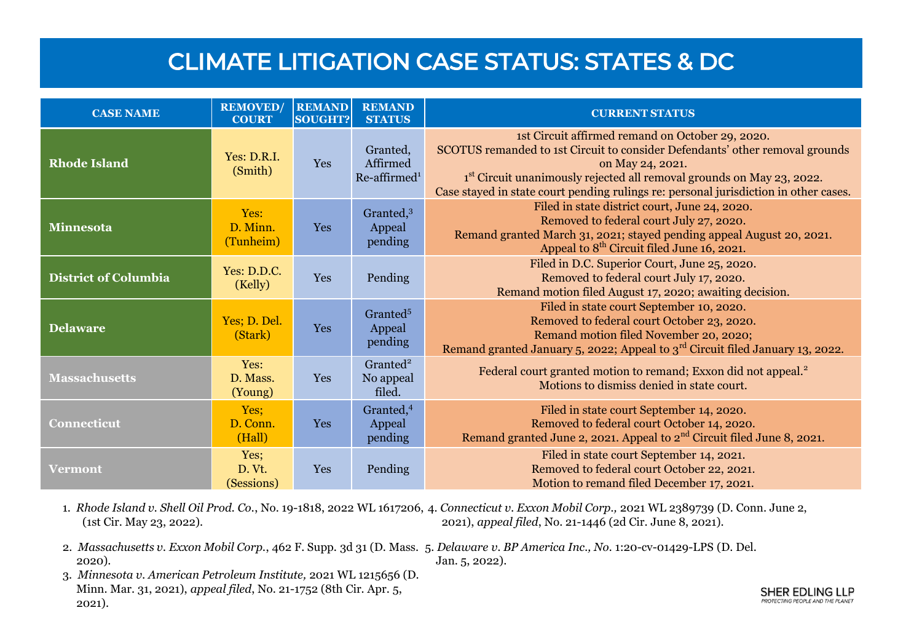# CLIMATE LITIGATION CASE STATUS: STATES & DC

| CASE NAME | REMOVED/ COURT | REMAND SOUGHT? | REMAND STATUS | CURRENT STATUS |
|---|---|---|---|---|
| **Rhode Island** | Yes: D.R.I. (Smith) | Yes | Granted, Affirmed Re-affirmed[1] | 1st Circuit affirmed remand on October 29, 2020. SCOTUS remanded to 1st Circuit to consider Defendants' other removal grounds on May 24, 2021. 1st Circuit unanimously rejected all removal grounds on May 23, 2022. Case stayed in state court pending rulings re: personal jurisdiction in other cases. |
| **Minnesota** | Yes: D. Minn. (Tunheim) | Yes | Granted,[3] Appeal pending | Filed in state district court, June 24, 2020. Removed to federal court July 27, 2020. Remand granted March 31, 2021; stayed pending appeal August 20, 2021. Appeal to 8th Circuit filed June 16, 2021. |
| **District of Columbia** | Yes: D.D.C. (Kelly) | Yes | Pending | Filed in D.C. Superior Court, June 25, 2020. Removed to federal court July 17, 2020. Remand motion filed August 17, 2020; awaiting decision. |
| **Delaware** | Yes; D. Del. (Stark) | Yes | Granted[5] Appeal pending | Filed in state court September 10, 2020. Removed to federal court October 23, 2020. Remand motion filed November 20, 2020; Remand granted January 5, 2022; Appeal to 3rd Circuit filed January 13, 2022. |
| **Massachusetts** | Yes: D. Mass. (Young) | Yes | Granted[2] No appeal filed. | Federal court granted motion to remand; Exxon did not appeal.[2] Motions to dismiss denied in state court. |
| **Connecticut** | Yes; D. Conn. (Hall) | Yes | Granted,[4] Appeal pending | Filed in state court September 14, 2020. Removed to federal court October 14, 2020. Remand granted June 2, 2021. Appeal to 2nd Circuit filed June 8, 2021. |
| **Vermont** | Yes; D. Vt. (Sessions) | Yes | Pending | Filed in state court September 14, 2021. Removed to federal court October 22, 2021. Motion to remand filed December 17, 2021. |

1. *Rhode Island v. Shell Oil Prod. Co.*, No. 19-1818, 2022 WL 1617206, (1st Cir. May 23, 2022).
2. *Massachusetts v. Exxon Mobil Corp.*, 462 F. Supp. 3d 31 (D. Mass. 2020).
3. *Minnesota v. American Petroleum Institute,* 2021 WL 1215656 (D. Minn. Mar. 31, 2021), *appeal filed*, No. 21-1752 (8th Cir. Apr. 5, 2021).
4. *Connecticut v. Exxon Mobil Corp.,* 2021 WL 2389739 (D. Conn. June 2, 2021), *appeal filed*, No. 21-1446 (2d Cir. June 8, 2021).
5. *Delaware v. BP America Inc., No.* 1:20-cv-01429-LPS (D. Del. Jan. 5, 2022).

SHER EDLING LLP
PROTECTING PEOPLE AND THE PLANET